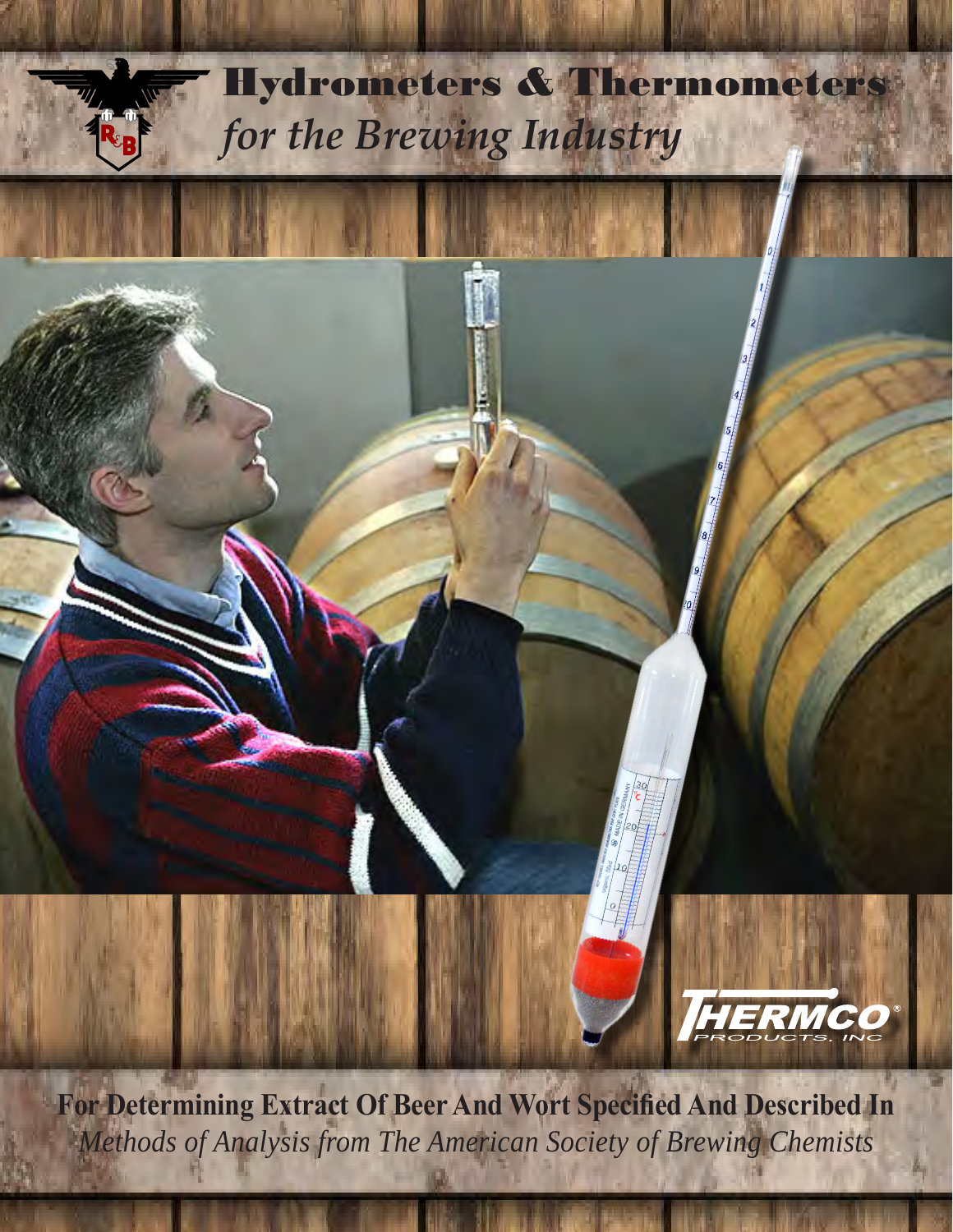# Hydrometers & Thermometers

## *for the Brewing Industry*

**For Determining Extract Of Beer And Wort Specified And Described In**

*Methods of Analysis from The American Society of Brewing Chemists*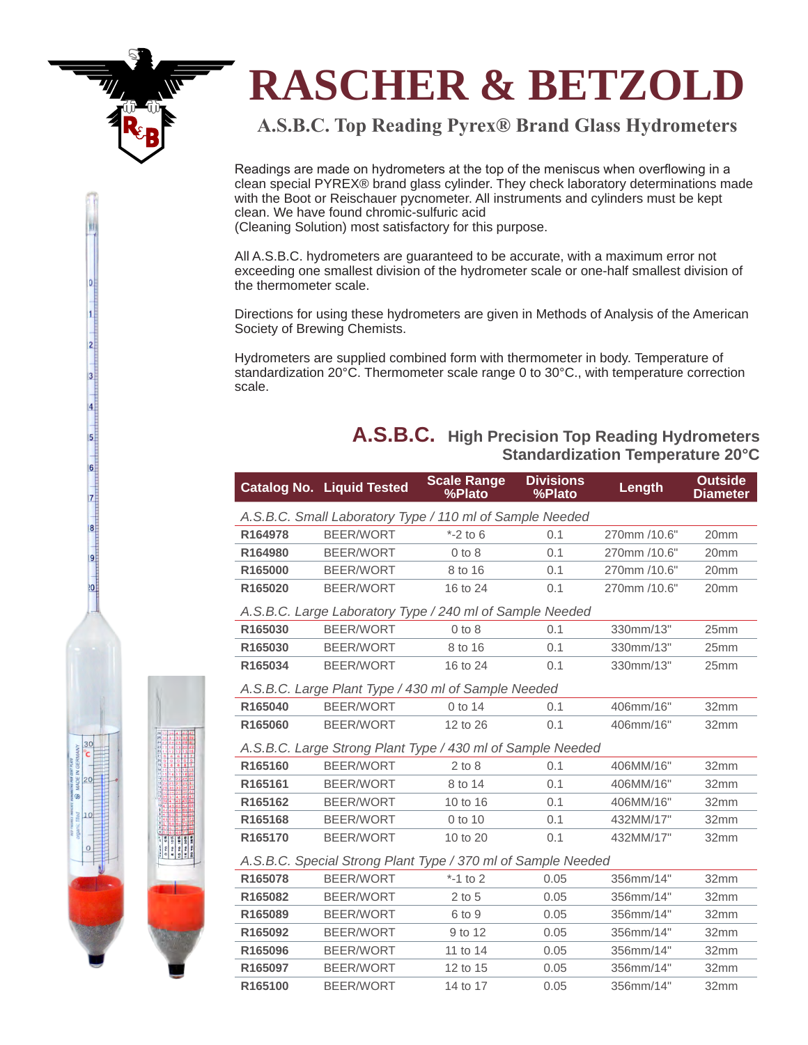# RASCHER & BETZOLD

## A.S.B.C. Top Reading Pyrex® Brand Glass Hydrometers

Readings are made on hydrometers at the top of the meniscus when overflowing in a clean special PYREX® brand glass cylinder. They check laboratory determinations made with the Boot or Reischauer pycnometer. All instruments and cylinders must be kept clean. We have found chromic-sulfuric acid (Cleaning Solution) most satisfactory for this purpose.

All A.S.B.C. hydrometers are guaranteed to be accurate, with a maximum error not exceeding one smallest division of the hydrometer scale or one-half smallest division of the thermometer scale.

Directions for using these hydrometers are given in Methods of Analysis of the American Society of Brewing Chemists.

Hydrometers are supplied combined form with thermometer in body. Temperature of standardization 20°C. Thermometer scale range 0 to 30°C., with temperature correction scale.

### A.S.B.C. High Precision Top Reading Hydrometers Standardization Temperature 20°C

| Catalog No. | Liquid Tested | Scale Range %Plato | Divisions %Plato | Length | Outside Diameter |
|---|---|---|---|---|---|
| *A.S.B.C. Small Laboratory Type / 110 ml of Sample Needed* | | | | | |
| R164978 | BEER/WORT | *-2 to 6 | 0.1 | 270mm /10.6" | 20mm |
| R164980 | BEER/WORT | 0 to 8 | 0.1 | 270mm /10.6" | 20mm |
| R165000 | BEER/WORT | 8 to 16 | 0.1 | 270mm /10.6" | 20mm |
| R165020 | BEER/WORT | 16 to 24 | 0.1 | 270mm /10.6" | 20mm |
| *A.S.B.C. Large Laboratory Type / 240 ml of Sample Needed* | | | | | |
| R165030 | BEER/WORT | 0 to 8 | 0.1 | 330mm/13" | 25mm |
| R165030 | BEER/WORT | 8 to 16 | 0.1 | 330mm/13" | 25mm |
| R165034 | BEER/WORT | 16 to 24 | 0.1 | 330mm/13" | 25mm |
| *A.S.B.C. Large Plant Type / 430 ml of Sample Needed* | | | | | |
| R165040 | BEER/WORT | 0 to 14 | 0.1 | 406mm/16" | 32mm |
| R165060 | BEER/WORT | 12 to 26 | 0.1 | 406mm/16" | 32mm |
| *A.S.B.C. Large Strong Plant Type / 430 ml of Sample Needed* | | | | | |
| R165160 | BEER/WORT | 2 to 8 | 0.1 | 406MM/16" | 32mm |
| R165161 | BEER/WORT | 8 to 14 | 0.1 | 406MM/16" | 32mm |
| R165162 | BEER/WORT | 10 to 16 | 0.1 | 406MM/16" | 32mm |
| R165168 | BEER/WORT | 0 to 10 | 0.1 | 432MM/17" | 32mm |
| R165170 | BEER/WORT | 10 to 20 | 0.1 | 432MM/17" | 32mm |
| *A.S.B.C. Special Strong Plant Type / 370 ml of Sample Needed* | | | | | |
| R165078 | BEER/WORT | *-1 to 2 | 0.05 | 356mm/14" | 32mm |
| R165082 | BEER/WORT | 2 to 5 | 0.05 | 356mm/14" | 32mm |
| R165089 | BEER/WORT | 6 to 9 | 0.05 | 356mm/14" | 32mm |
| R165092 | BEER/WORT | 9 to 12 | 0.05 | 356mm/14" | 32mm |
| R165096 | BEER/WORT | 11 to 14 | 0.05 | 356mm/14" | 32mm |
| R165097 | BEER/WORT | 12 to 15 | 0.05 | 356mm/14" | 32mm |
| R165100 | BEER/WORT | 14 to 17 | 0.05 | 356mm/14" | 32mm |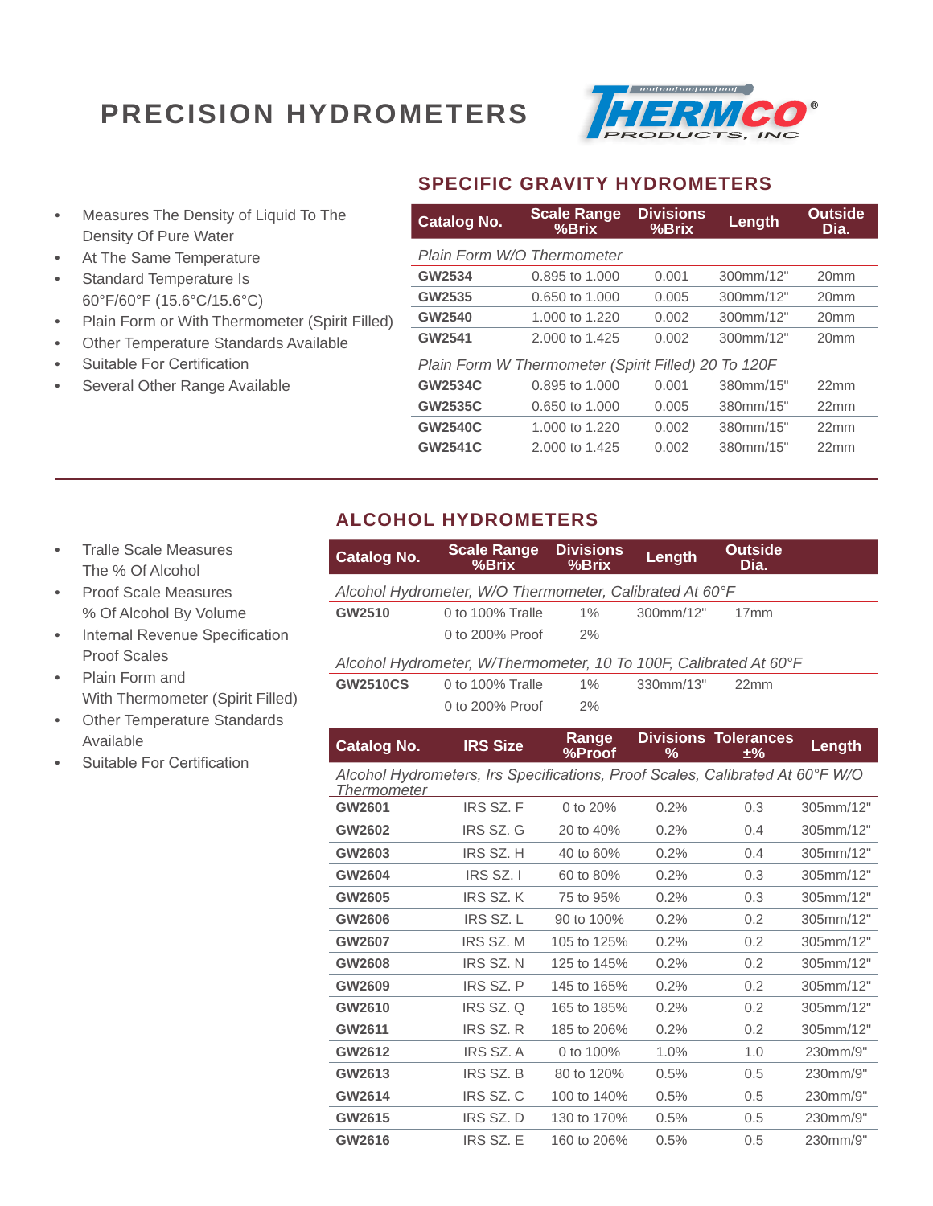# PRECISION HYDROMETERS

THERMCO PRODUCTS, INC

- Measures The Density of Liquid To The Density Of Pure Water
- At The Same Temperature
- Standard Temperature Is 60°F/60°F (15.6°C/15.6°C)
- Plain Form or With Thermometer (Spirit Filled)
- Other Temperature Standards Available
- Suitable For Certification
- Several Other Range Available

## SPECIFIC GRAVITY HYDROMETERS

| Catalog No. | Scale Range %Brix | Divisions %Brix | Length | Outside Dia. |
|---|---|---|---|---|
| *Plain Form W/O Thermometer* | | | | |
| **GW2534** | 0.895 to 1.000 | 0.001 | 300mm/12" | 20mm |
| **GW2535** | 0.650 to 1.000 | 0.005 | 300mm/12" | 20mm |
| **GW2540** | 1.000 to 1.220 | 0.002 | 300mm/12" | 20mm |
| **GW2541** | 2.000 to 1.425 | 0.002 | 300mm/12" | 20mm |
| *Plain Form W Thermometer (Spirit Filled) 20 To 120F* | | | | |
| **GW2534C** | 0.895 to 1.000 | 0.001 | 380mm/15" | 22mm |
| **GW2535C** | 0.650 to 1.000 | 0.005 | 380mm/15" | 22mm |
| **GW2540C** | 1.000 to 1.220 | 0.002 | 380mm/15" | 22mm |
| **GW2541C** | 2.000 to 1.425 | 0.002 | 380mm/15" | 22mm |

- Tralle Scale Measures The % Of Alcohol
- Proof Scale Measures % Of Alcohol By Volume
- Internal Revenue Specification Proof Scales
- Plain Form and With Thermometer (Spirit Filled)
- Other Temperature Standards Available
- Suitable For Certification

## ALCOHOL HYDROMETERS

| Catalog No. | Scale Range %Brix | Divisions %Brix | Length | Outside Dia. |
|---|---|---|---|---|
| *Alcohol Hydrometer, W/O Thermometer, Calibrated At 60°F* | | | | |
| **GW2510** | 0 to 100% Tralle | 1% | 300mm/12" | 17mm |
| | 0 to 200% Proof | 2% | | |
| *Alcohol Hydrometer, W/Thermometer, 10 To 100F, Calibrated At 60°F* | | | | |
| **GW2510CS** | 0 to 100% Tralle | 1% | 330mm/13" | 22mm |
| | 0 to 200% Proof | 2% | | |

| Catalog No. | IRS Size | Range %Proof | Divisions % | Tolerances ±% | Length |
|---|---|---|---|---|---|
| *Alcohol Hydrometers, Irs Specifications, Proof Scales, Calibrated At 60°F W/O Thermometer* | | | | | |
| **GW2601** | IRS SZ. F | 0 to 20% | 0.2% | 0.3 | 305mm/12" |
| **GW2602** | IRS SZ. G | 20 to 40% | 0.2% | 0.4 | 305mm/12" |
| **GW2603** | IRS SZ. H | 40 to 60% | 0.2% | 0.4 | 305mm/12" |
| **GW2604** | IRS SZ. I | 60 to 80% | 0.2% | 0.3 | 305mm/12" |
| **GW2605** | IRS SZ. K | 75 to 95% | 0.2% | 0.3 | 305mm/12" |
| **GW2606** | IRS SZ. L | 90 to 100% | 0.2% | 0.2 | 305mm/12" |
| **GW2607** | IRS SZ. M | 105 to 125% | 0.2% | 0.2 | 305mm/12" |
| **GW2608** | IRS SZ. N | 125 to 145% | 0.2% | 0.2 | 305mm/12" |
| **GW2609** | IRS SZ. P | 145 to 165% | 0.2% | 0.2 | 305mm/12" |
| **GW2610** | IRS SZ. Q | 165 to 185% | 0.2% | 0.2 | 305mm/12" |
| **GW2611** | IRS SZ. R | 185 to 206% | 0.2% | 0.2 | 305mm/12" |
| **GW2612** | IRS SZ. A | 0 to 100% | 1.0% | 1.0 | 230mm/9" |
| **GW2613** | IRS SZ. B | 80 to 120% | 0.5% | 0.5 | 230mm/9" |
| **GW2614** | IRS SZ. C | 100 to 140% | 0.5% | 0.5 | 230mm/9" |
| **GW2615** | IRS SZ. D | 130 to 170% | 0.5% | 0.5 | 230mm/9" |
| **GW2616** | IRS SZ. E | 160 to 206% | 0.5% | 0.5 | 230mm/9" |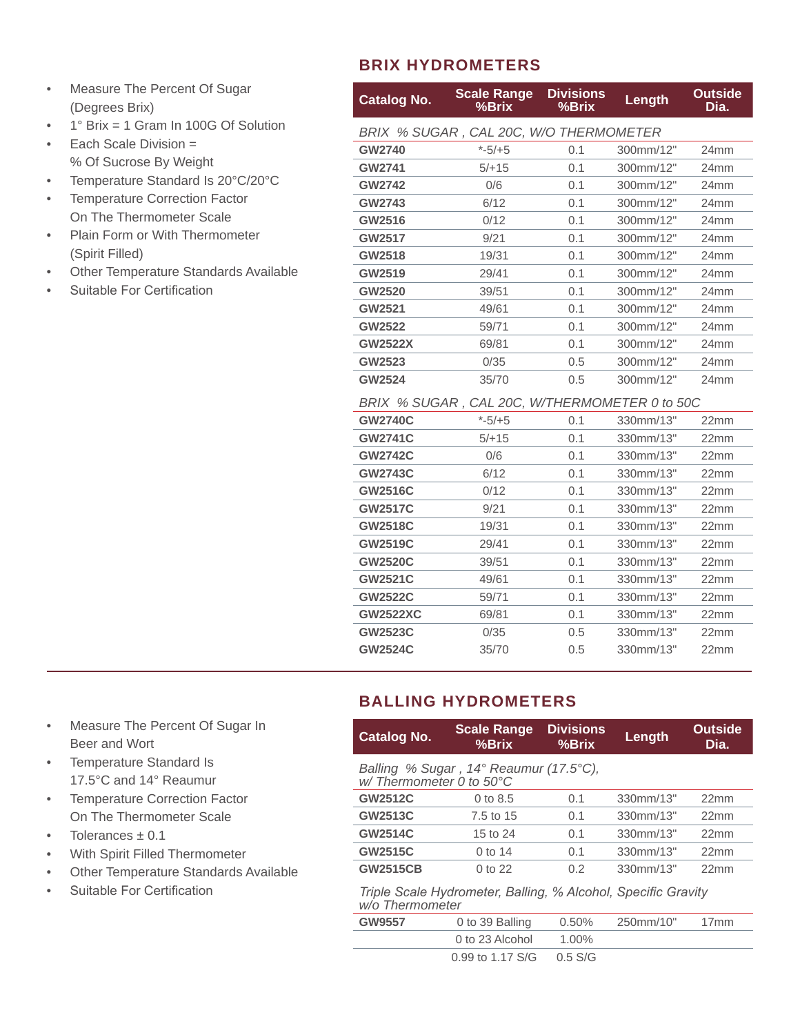## BRIX HYDROMETERS

- Measure The Percent Of Sugar (Degrees Brix)
- 1° Brix = 1 Gram In 100G Of Solution
- Each Scale Division = % Of Sucrose By Weight
- Temperature Standard Is 20°C/20°C
- Temperature Correction Factor On The Thermometer Scale
- Plain Form or With Thermometer (Spirit Filled)
- Other Temperature Standards Available
- Suitable For Certification

| Catalog No. | Scale Range %Brix | Divisions %Brix | Length | Outside Dia. |
|---|---|---|---|---|
| *BRIX % SUGAR , CAL 20C, W/O THERMOMETER* | | | | |
| GW2740 | *-5/+5 | 0.1 | 300mm/12" | 24mm |
| GW2741 | 5/+15 | 0.1 | 300mm/12" | 24mm |
| GW2742 | 0/6 | 0.1 | 300mm/12" | 24mm |
| GW2743 | 6/12 | 0.1 | 300mm/12" | 24mm |
| GW2516 | 0/12 | 0.1 | 300mm/12" | 24mm |
| GW2517 | 9/21 | 0.1 | 300mm/12" | 24mm |
| GW2518 | 19/31 | 0.1 | 300mm/12" | 24mm |
| GW2519 | 29/41 | 0.1 | 300mm/12" | 24mm |
| GW2520 | 39/51 | 0.1 | 300mm/12" | 24mm |
| GW2521 | 49/61 | 0.1 | 300mm/12" | 24mm |
| GW2522 | 59/71 | 0.1 | 300mm/12" | 24mm |
| GW2522X | 69/81 | 0.1 | 300mm/12" | 24mm |
| GW2523 | 0/35 | 0.5 | 300mm/12" | 24mm |
| GW2524 | 35/70 | 0.5 | 300mm/12" | 24mm |
| *BRIX % SUGAR , CAL 20C, W/THERMOMETER 0 to 50C* | | | | |
| GW2740C | *-5/+5 | 0.1 | 330mm/13" | 22mm |
| GW2741C | 5/+15 | 0.1 | 330mm/13" | 22mm |
| GW2742C | 0/6 | 0.1 | 330mm/13" | 22mm |
| GW2743C | 6/12 | 0.1 | 330mm/13" | 22mm |
| GW2516C | 0/12 | 0.1 | 330mm/13" | 22mm |
| GW2517C | 9/21 | 0.1 | 330mm/13" | 22mm |
| GW2518C | 19/31 | 0.1 | 330mm/13" | 22mm |
| GW2519C | 29/41 | 0.1 | 330mm/13" | 22mm |
| GW2520C | 39/51 | 0.1 | 330mm/13" | 22mm |
| GW2521C | 49/61 | 0.1 | 330mm/13" | 22mm |
| GW2522C | 59/71 | 0.1 | 330mm/13" | 22mm |
| GW2522XC | 69/81 | 0.1 | 330mm/13" | 22mm |
| GW2523C | 0/35 | 0.5 | 330mm/13" | 22mm |
| GW2524C | 35/70 | 0.5 | 330mm/13" | 22mm |

## BALLING HYDROMETERS

- Measure The Percent Of Sugar In Beer and Wort
- Temperature Standard Is 17.5°C and 14° Reaumur
- Temperature Correction Factor On The Thermometer Scale
- Tolerances ± 0.1
- With Spirit Filled Thermometer
- Other Temperature Standards Available
- Suitable For Certification

| Catalog No. | Scale Range %Brix | Divisions %Brix | Length | Outside Dia. |
|---|---|---|---|---|
| *Balling % Sugar , 14° Reaumur (17.5°C), w/ Thermometer 0 to 50°C* | | | | |
| GW2512C | 0 to 8.5 | 0.1 | 330mm/13" | 22mm |
| GW2513C | 7.5 to 15 | 0.1 | 330mm/13" | 22mm |
| GW2514C | 15 to 24 | 0.1 | 330mm/13" | 22mm |
| GW2515C | 0 to 14 | 0.1 | 330mm/13" | 22mm |
| GW2515CB | 0 to 22 | 0.2 | 330mm/13" | 22mm |
| *Triple Scale Hydrometer, Balling, % Alcohol, Specific Gravity w/o Thermometer* | | | | |
| GW9557 | 0 to 39 Balling | 0.50% | 250mm/10" | 17mm |
| | 0 to 23 Alcohol | 1.00% | | |
| | 0.99 to 1.17 S/G | 0.5 S/G | | |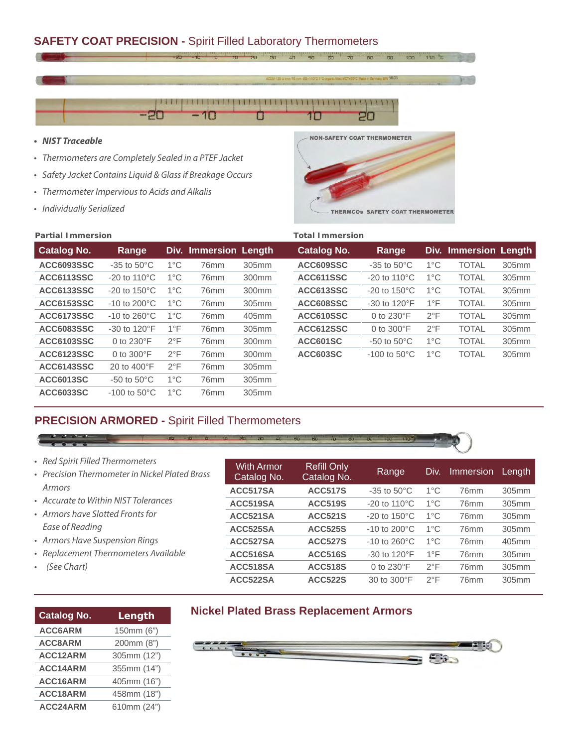## SAFETY COAT PRECISION - Spirit Filled Laboratory Thermometers

- ***NIST Traceable***
- *Thermometers are Completely Sealed in a PTEF Jacket*
- *Safety Jacket Contains Liquid & Glass if Breakage Occurs*
- *Thermometer Impervious to Acids and Alkalis*
- *Individually Serialized*

NON-SAFETY COAT THERMOMETER

THERMCOs SAFETY COAT THERMOMETER

**Partial Immersion**

| Catalog No. | Range | Div. | Immersion | Length |
|---|---|---|---|---|
| ACC6093SSC | -35 to 50°C | 1°C | 76mm | 305mm |
| ACC6113SSC | -20 to 110°C | 1°C | 76mm | 300mm |
| ACC6133SSC | -20 to 150°C | 1°C | 76mm | 300mm |
| ACC6153SSC | -10 to 200°C | 1°C | 76mm | 305mm |
| ACC6173SSC | -10 to 260°C | 1°C | 76mm | 405mm |
| ACC6083SSC | -30 to 120°F | 1°F | 76mm | 305mm |
| ACC6103SSC | 0 to 230°F | 2°F | 76mm | 300mm |
| ACC6123SSC | 0 to 300°F | 2°F | 76mm | 300mm |
| ACC6143SSC | 20 to 400°F | 2°F | 76mm | 305mm |
| ACC6013SC | -50 to 50°C | 1°C | 76mm | 305mm |
| ACC6033SC | -100 to 50°C | 1°C | 76mm | 305mm |

**Total Immersion**

| Catalog No. | Range | Div. | Immersion | Length |
|---|---|---|---|---|
| ACC609SSC | -35 to 50°C | 1°C | TOTAL | 305mm |
| ACC611SSC | -20 to 110°C | 1°C | TOTAL | 305mm |
| ACC613SSC | -20 to 150°C | 1°C | TOTAL | 305mm |
| ACC608SSC | -30 to 120°F | 1°F | TOTAL | 305mm |
| ACC610SSC | 0 to 230°F | 2°F | TOTAL | 305mm |
| ACC612SSC | 0 to 300°F | 2°F | TOTAL | 305mm |
| ACC601SC | -50 to 50°C | 1°C | TOTAL | 305mm |
| ACC603SC | -100 to 50°C | 1°C | TOTAL | 305mm |

## PRECISION ARMORED - Spirit Filled Thermometers

- *Red Spirit Filled Thermometers*
- *Precision Thermometer in Nickel Plated Brass Armors*
- *Accurate to Within NIST Tolerances*
- *Armors have Slotted Fronts for Ease of Reading*
- *Armors Have Suspension Rings*
- *Replacement Thermometers Available*
- *(See Chart)*

| With Armor Catalog No. | Refill Only Catalog No. | Range | Div. | Immersion | Length |
|---|---|---|---|---|---|
| ACC517SA | ACC517S | -35 to 50°C | 1°C | 76mm | 305mm |
| ACC519SA | ACC519S | -20 to 110°C | 1°C | 76mm | 305mm |
| ACC521SA | ACC521S | -20 to 150°C | 1°C | 76mm | 305mm |
| ACC525SA | ACC525S | -10 to 200°C | 1°C | 76mm | 305mm |
| ACC527SA | ACC527S | -10 to 260°C | 1°C | 76mm | 405mm |
| ACC516SA | ACC516S | -30 to 120°F | 1°F | 76mm | 305mm |
| ACC518SA | ACC518S | 0 to 230°F | 2°F | 76mm | 305mm |
| ACC522SA | ACC522S | 30 to 300°F | 2°F | 76mm | 305mm |

## Nickel Plated Brass Replacement Armors

| Catalog No. | Length |
|---|---|
| ACC6ARM | 150mm (6") |
| ACC8ARM | 200mm (8") |
| ACC12ARM | 305mm (12") |
| ACC14ARM | 355mm (14") |
| ACC16ARM | 405mm (16") |
| ACC18ARM | 458mm (18") |
| ACC24ARM | 610mm (24") |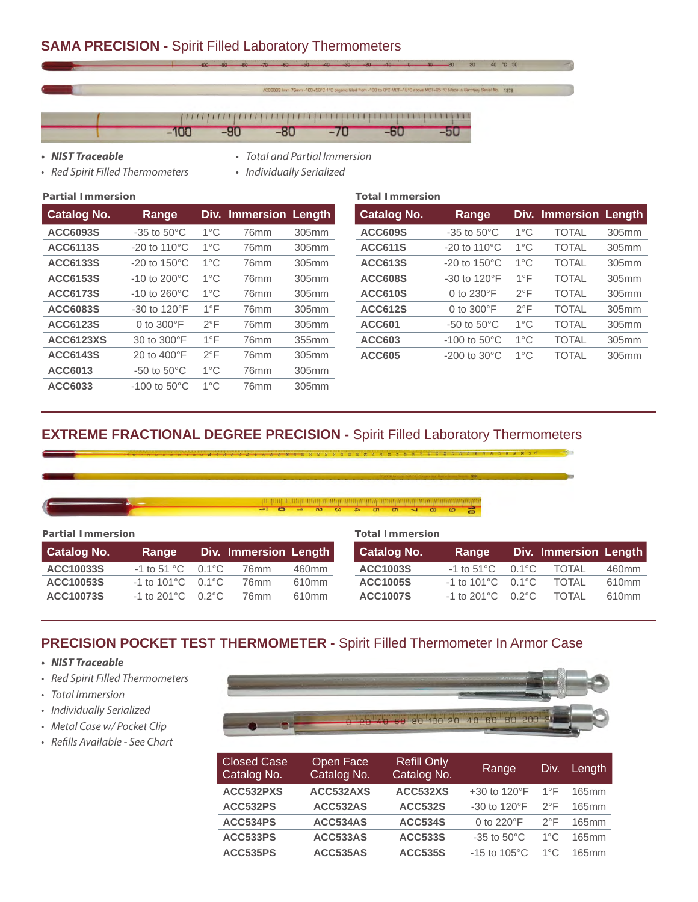## **SAMA PRECISION** - Spirit Filled Laboratory Thermometers

- ***NIST Traceable***
- *Red Spirit Filled Thermometers*
- *Total and Partial Immersion*
- *Individually Serialized*

**Partial Immersion**

| Catalog No. | Range | Div. | Immersion | Length |
|---|---|---|---|---|
| ACC6093S | -35 to 50°C | 1°C | 76mm | 305mm |
| ACC6113S | -20 to 110°C | 1°C | 76mm | 305mm |
| ACC6133S | -20 to 150°C | 1°C | 76mm | 305mm |
| ACC6153S | -10 to 200°C | 1°C | 76mm | 305mm |
| ACC6173S | -10 to 260°C | 1°C | 76mm | 305mm |
| ACC6083S | -30 to 120°F | 1°F | 76mm | 305mm |
| ACC6123S | 0 to 300°F | 2°F | 76mm | 305mm |
| ACC6123XS | 30 to 300°F | 1°F | 76mm | 355mm |
| ACC6143S | 20 to 400°F | 2°F | 76mm | 305mm |
| ACC6013 | -50 to 50°C | 1°C | 76mm | 305mm |
| ACC6033 | -100 to 50°C | 1°C | 76mm | 305mm |

**Total Immersion**

| Catalog No. | Range | Div. | Immersion | Length |
|---|---|---|---|---|
| ACC609S | -35 to 50°C | 1°C | TOTAL | 305mm |
| ACC611S | -20 to 110°C | 1°C | TOTAL | 305mm |
| ACC613S | -20 to 150°C | 1°C | TOTAL | 305mm |
| ACC608S | -30 to 120°F | 1°F | TOTAL | 305mm |
| ACC610S | 0 to 230°F | 2°F | TOTAL | 305mm |
| ACC612S | 0 to 300°F | 2°F | TOTAL | 305mm |
| ACC601 | -50 to 50°C | 1°C | TOTAL | 305mm |
| ACC603 | -100 to 50°C | 1°C | TOTAL | 305mm |
| ACC605 | -200 to 30°C | 1°C | TOTAL | 305mm |

## **EXTREME FRACTIONAL DEGREE PRECISION** - Spirit Filled Laboratory Thermometers

**Partial Immersion**

| Catalog No. | Range | Div. | Immersion | Length |
|---|---|---|---|---|
| ACC10033S | -1 to 51 °C | 0.1°C | 76mm | 460mm |
| ACC10053S | -1 to 101°C | 0.1°C | 76mm | 610mm |
| ACC10073S | -1 to 201°C | 0.2°C | 76mm | 610mm |

**Total Immersion**

| Catalog No. | Range | Div. | Immersion | Length |
|---|---|---|---|---|
| ACC1003S | -1 to 51°C | 0.1°C | TOTAL | 460mm |
| ACC1005S | -1 to 101°C | 0.1°C | TOTAL | 610mm |
| ACC1007S | -1 to 201°C | 0.2°C | TOTAL | 610mm |

## **PRECISION POCKET TEST THERMOMETER** - Spirit Filled Thermometer In Armor Case

- ***NIST Traceable***
- *Red Spirit Filled Thermometers*
- *Total Immersion*
- *Individually Serialized*
- *Metal Case w/ Pocket Clip*
- *Refills Available - See Chart*

| Closed Case Catalog No. | Open Face Catalog No. | Refill Only Catalog No. | Range | Div. | Length |
|---|---|---|---|---|---|
| ACC532PXS | ACC532AXS | ACC532XS | +30 to 120°F | 1°F | 165mm |
| ACC532PS | ACC532AS | ACC532S | -30 to 120°F | 2°F | 165mm |
| ACC534PS | ACC534AS | ACC534S | 0 to 220°F | 2°F | 165mm |
| ACC533PS | ACC533AS | ACC533S | -35 to 50°C | 1°C | 165mm |
| ACC535PS | ACC535AS | ACC535S | -15 to 105°C | 1°C | 165mm |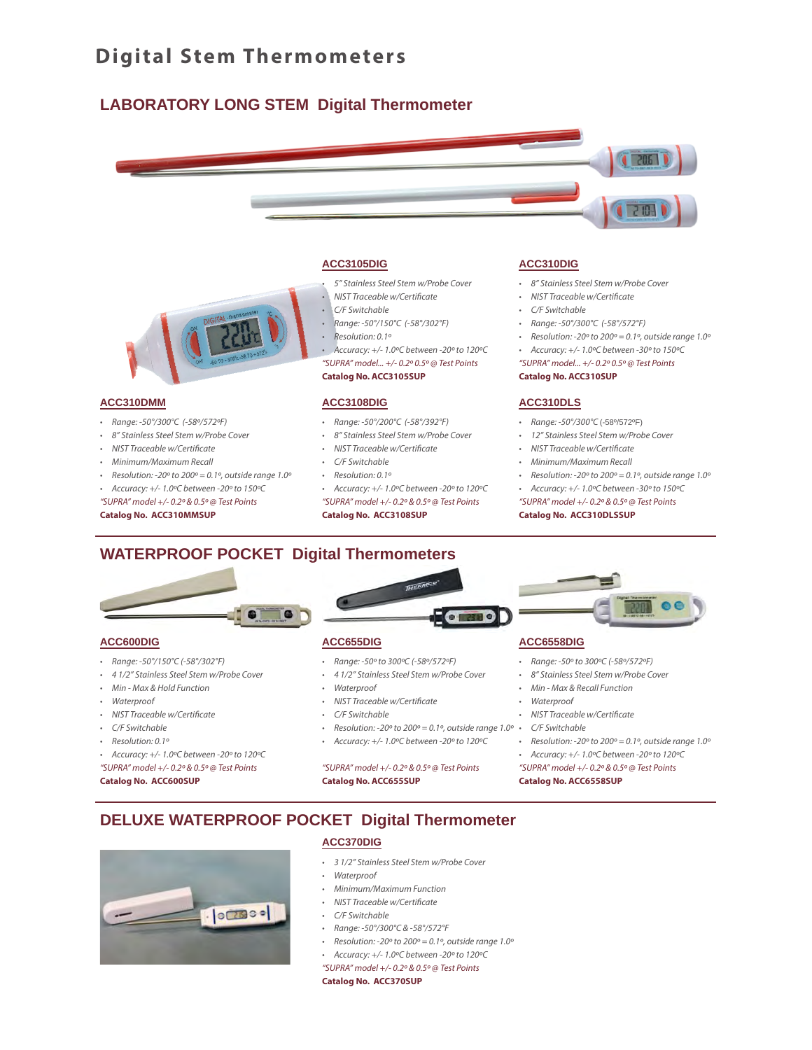# Digital Stem Thermometers

## LABORATORY LONG STEM Digital Thermometer

### ACC3105DIG

- *5" Stainless Steel Stem w/Probe Cover*
- *NIST Traceable w/Certificate*
- *C/F Switchable*
- *Range: -50°/150°C (-58°/302°F)*
- *Resolution: 0.1°*
- *Accuracy: +/- 1.0°C between -20° to 120°C*

*"SUPRA" model... +/- 0.2° 0.5° @ Test Points*

**Catalog No. ACC3105SUP**

### ACC310DIG

- *8" Stainless Steel Stem w/Probe Cover*
- *NIST Traceable w/Certificate*
- *C/F Switchable*
- *Range: -50°/300°C (-58°/572°F)*
- *Resolution: -20° to 200° = 0.1°, outside range 1.0°*
- *Accuracy: +/- 1.0°C between -30° to 150°C*

*"SUPRA" model... +/- 0.2° 0.5° @ Test Points*

**Catalog No. ACC310SUP**

### ACC310DMM

- *Range: -50°/300°C (-58°/572°F)*
- *8" Stainless Steel Stem w/Probe Cover*
- *NIST Traceable w/Certificate*
- *Minimum/Maximum Recall*
- *Resolution: -20° to 200° = 0.1°, outside range 1.0°*
- *Accuracy: +/- 1.0°C between -20° to 150°C*

*"SUPRA" model +/- 0.2° & 0.5° @ Test Points*

**Catalog No. ACC310MMSUP**

### ACC3108DIG

- *Range: -50°/200°C (-58°/392°F)*
- *8" Stainless Steel Stem w/Probe Cover*
- *NIST Traceable w/Certificate*
- *C/F Switchable*
- *Resolution: 0.1°*
- *Accuracy: +/- 1.0°C between -20° to 120°C*

*"SUPRA" model +/- 0.2° & 0.5° @ Test Points*

**Catalog No. ACC3108SUP**

### ACC310DLS

- *Range: -50°/300°C (-58°/572°F)*
- *12" Stainless Steel Stem w/Probe Cover*
- *NIST Traceable w/Certificate*
- *Minimum/Maximum Recall*
- *Resolution: -20° to 200° = 0.1°, outside range 1.0°*
- *Accuracy: +/- 1.0°C between -30° to 150°C*

*"SUPRA" model +/- 0.2° & 0.5° @ Test Points*

**Catalog No. ACC310DLSSUP**

## WATERPROOF POCKET Digital Thermometers

### ACC600DIG

- *Range: -50°/150°C (-58°/302°F)*
- *4 1/2" Stainless Steel Stem w/Probe Cover*
- *Min - Max & Hold Function*
- *Waterproof*
- *NIST Traceable w/Certificate*
- *C/F Switchable*
- *Resolution: 0.1°*
- *Accuracy: +/- 1.0°C between -20° to 120°C*

*"SUPRA" model +/- 0.2° & 0.5° @ Test Points*

**Catalog No. ACC600SUP**

### ACC655DIG

- *Range: -50° to 300°C (-58°/572°F)*
- *4 1/2" Stainless Steel Stem w/Probe Cover*
- *Waterproof*
- *NIST Traceable w/Certificate*
- *C/F Switchable*
- *Resolution: -20° to 200° = 0.1°, outside range 1.0°*
- *Accuracy: +/- 1.0°C between -20° to 120°C*

*"SUPRA" model +/- 0.2° & 0.5° @ Test Points*

**Catalog No. ACC655SUP**

### ACC6558DIG

- *Range: -50° to 300°C (-58°/572°F)*
- *8" Stainless Steel Stem w/Probe Cover*
- *Min - Max & Recall Function*
- *Waterproof*
- *NIST Traceable w/Certificate*
- *C/F Switchable*
- *Resolution: -20° to 200° = 0.1°, outside range 1.0°*
- *Accuracy: +/- 1.0°C between -20° to 120°C*

*"SUPRA" model +/- 0.2° & 0.5° @ Test Points*

**Catalog No. ACC6558SUP**

## DELUXE WATERPROOF POCKET Digital Thermometer

### ACC370DIG

- *3 1/2" Stainless Steel Stem w/Probe Cover*
- *Waterproof*
- *Minimum/Maximum Function*
- *NIST Traceable w/Certificate*
- *C/F Switchable*
- *Range: -50°/300°C & -58°/572°F*
- *Resolution: -20° to 200° = 0.1°, outside range 1.0°*
- *Accuracy: +/- 1.0°C between -20° to 120°C*

*"SUPRA" model +/- 0.2° & 0.5° @ Test Points*

**Catalog No. ACC370SUP**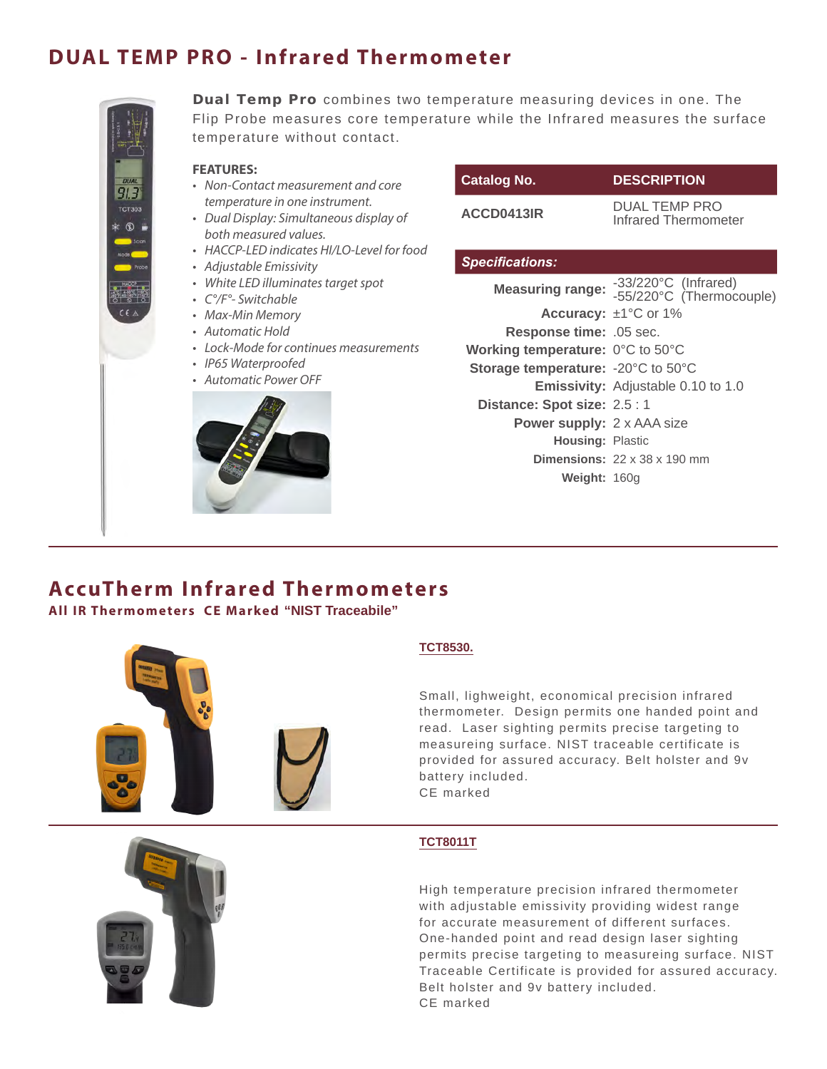# DUAL TEMP PRO - Infrared Thermometer

**Dual Temp Pro** combines two temperature measuring devices in one. The Flip Probe measures core temperature while the Infrared measures the surface temperature without contact.

**FEATURES:**

- *Non-Contact measurement and core temperature in one instrument.*
- *Dual Display: Simultaneous display of both measured values.*
- *HACCP-LED indicates HI/LO-Level for food*
- *Adjustable Emissivity*
- *White LED illuminates target spot*
- *C°/F°- Switchable*
- *Max-Min Memory*
- *Automatic Hold*
- *Lock-Mode for continues measurements*
- *IP65 Waterproofed*
- *Automatic Power OFF*

| Catalog No. | DESCRIPTION |
|---|---|
| ACCD0413IR | DUAL TEMP PRO Infrared Thermometer |

***Specifications:***

| | |
|---|---|
| **Measuring range:** | -33/220°C (Infrared) -55/220°C (Thermocouple) |
| **Accuracy:** | ±1°C or 1% |
| **Response time:** | .05 sec. |
| **Working temperature:** | 0°C to 50°C |
| **Storage temperature:** | -20°C to 50°C |
| **Emissivity:** | Adjustable 0.10 to 1.0 |
| **Distance: Spot size:** | 2.5 : 1 |
| **Power supply:** | 2 x AAA size |
| **Housing:** | Plastic |
| **Dimensions:** | 22 x 38 x 190 mm |
| **Weight:** | 160g |

# AccuTherm Infrared Thermometers

**All IR Thermometers CE Marked "NIST Traceabile"**

**TCT8530.**

Small, lighweight, economical precision infrared thermometer. Design permits one handed point and read. Laser sighting permits precise targeting to measureing surface. NIST traceable certificate is provided for assured accuracy. Belt holster and 9v battery included.
CE marked

**TCT8011T**

High temperature precision infrared thermometer with adjustable emissivity providing widest range for accurate measurement of different surfaces. One-handed point and read design laser sighting permits precise targeting to measureing surface. NIST Traceable Certificate is provided for assured accuracy. Belt holster and 9v battery included.
CE marked